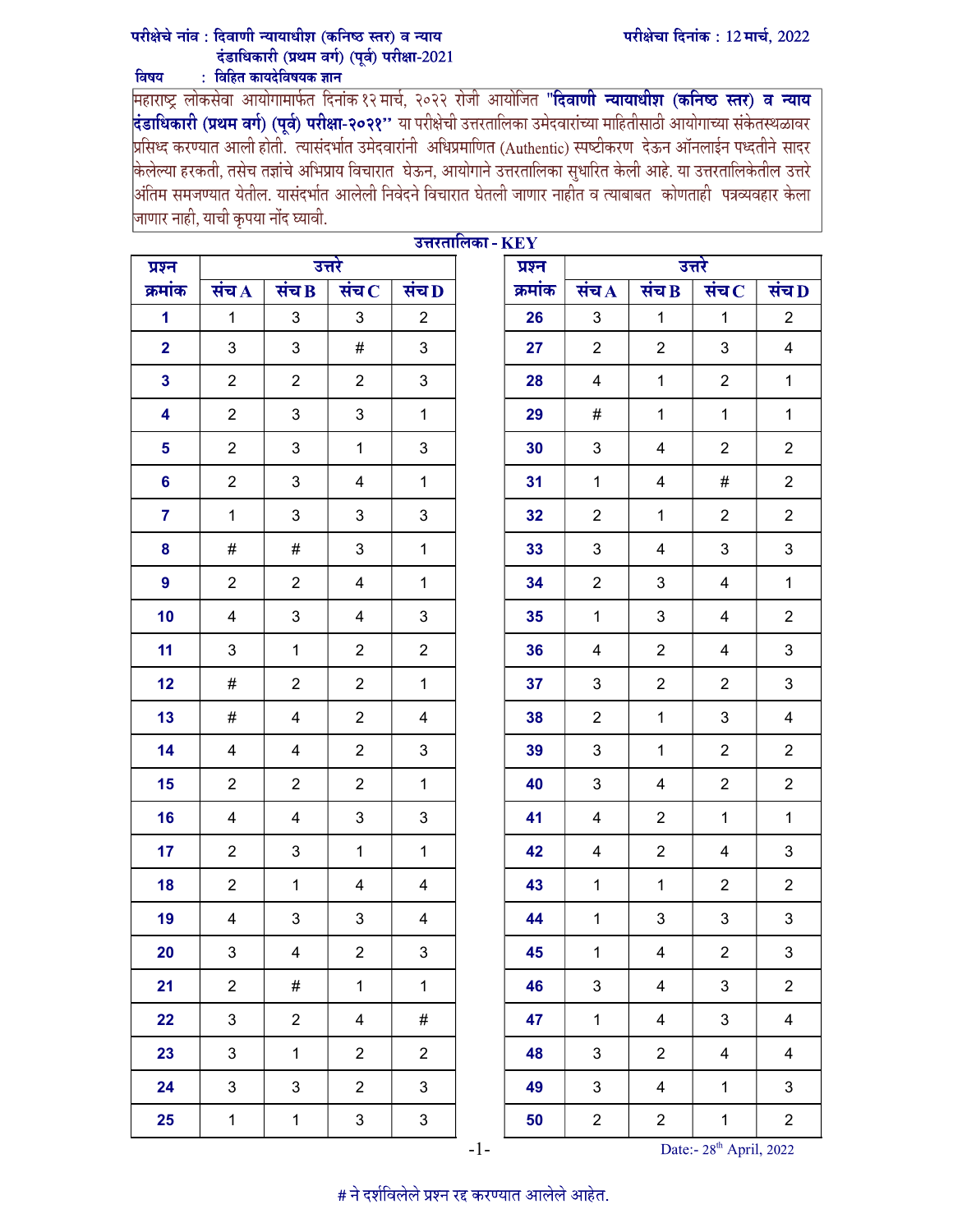परीक्षेचे नांव : दिवाणी न्यायाधीश (कनिष्ठ स्तर) व न्याय दंडाधिकारी (प्रथम वर्ग) (पूर्व) परीक्षा-2021

परीक्षेचा दिनांक : 12 मार्च, 2022

विषय : विहित कायदेविषयक ज्ञान

महाराष्ट्र लोकसेवा आयोगामार्फत दिनांक १२ मार्च, २०२२ रोजी आयोजित **"दिवाणी न्यायाधीश (कनिष्ठ स्तर) व न्याय दंडाधिकारी (प्रथम वर्ग) (पूर्व) परीक्षा-२०२१"** या परीक्षेची उत्तरतालिका उमेदवारांच्या माहितीसाठी आयोगाच्या संकेतस्थळावर प्रसिध्द करण्यात आली होती. त्यासंदर्भात उमेदवारांनी अधिप्रमाणित (Authentic) स्पष्टीकरण देऊन ऑनलाईन पध्दतीने सादर केलेल्या हरकती, तसेच तज्ञांचे अभिप्राय विचारात घेऊन, आयोगाने उत्तरतालिका सुधारित केली आहे. या उत्तरतालिकेतील उत्तरे अंतिम समजण्यात येतील. यासंदर्भात आलेली निवेदने विचारात घेतली जाणार नाहीत व त्याबाबत कोणताही पत्रव्यवहार केला जाणार नाही, याची कृपया नोंद घ्यावी.

## उत्तरतालिका - KEY

| प्रश्न क्रमांक | उत्तरे संच A | संच B | संच C | संच D |
|---|---|---|---|---|
| 1 | 1 | 3 | 3 | 2 |
| 2 | 3 | 3 | # | 3 |
| 3 | 2 | 2 | 2 | 3 |
| 4 | 2 | 3 | 3 | 1 |
| 5 | 2 | 3 | 1 | 3 |
| 6 | 2 | 3 | 4 | 1 |
| 7 | 1 | 3 | 3 | 3 |
| 8 | # | # | 3 | 1 |
| 9 | 2 | 2 | 4 | 1 |
| 10 | 4 | 3 | 4 | 3 |
| 11 | 3 | 1 | 2 | 2 |
| 12 | # | 2 | 2 | 1 |
| 13 | # | 4 | 2 | 4 |
| 14 | 4 | 4 | 2 | 3 |
| 15 | 2 | 2 | 2 | 1 |
| 16 | 4 | 4 | 3 | 3 |
| 17 | 2 | 3 | 1 | 1 |
| 18 | 2 | 1 | 4 | 4 |
| 19 | 4 | 3 | 3 | 4 |
| 20 | 3 | 4 | 2 | 3 |
| 21 | 2 | # | 1 | 1 |
| 22 | 3 | 2 | 4 | # |
| 23 | 3 | 1 | 2 | 2 |
| 24 | 3 | 3 | 2 | 3 |
| 25 | 1 | 1 | 3 | 3 |

| प्रश्न क्रमांक | उत्तरे संच A | संच B | संच C | संच D |
|---|---|---|---|---|
| 26 | 3 | 1 | 1 | 2 |
| 27 | 2 | 2 | 3 | 4 |
| 28 | 4 | 1 | 2 | 1 |
| 29 | # | 1 | 1 | 1 |
| 30 | 3 | 4 | 2 | 2 |
| 31 | 1 | 4 | # | 2 |
| 32 | 2 | 1 | 2 | 2 |
| 33 | 3 | 4 | 3 | 3 |
| 34 | 2 | 3 | 4 | 1 |
| 35 | 1 | 3 | 4 | 2 |
| 36 | 4 | 2 | 4 | 3 |
| 37 | 3 | 2 | 2 | 3 |
| 38 | 2 | 1 | 3 | 4 |
| 39 | 3 | 1 | 2 | 2 |
| 40 | 3 | 4 | 2 | 2 |
| 41 | 4 | 2 | 1 | 1 |
| 42 | 4 | 2 | 4 | 3 |
| 43 | 1 | 1 | 2 | 2 |
| 44 | 1 | 3 | 3 | 3 |
| 45 | 1 | 4 | 2 | 3 |
| 46 | 3 | 4 | 3 | 2 |
| 47 | 1 | 4 | 3 | 4 |
| 48 | 3 | 2 | 4 | 4 |
| 49 | 3 | 4 | 1 | 3 |
| 50 | 2 | 2 | 1 | 2 |

Date:- 28th April, 2022

# ने दर्शविलेले प्रश्न रद्द करण्यात आलेले आहेत.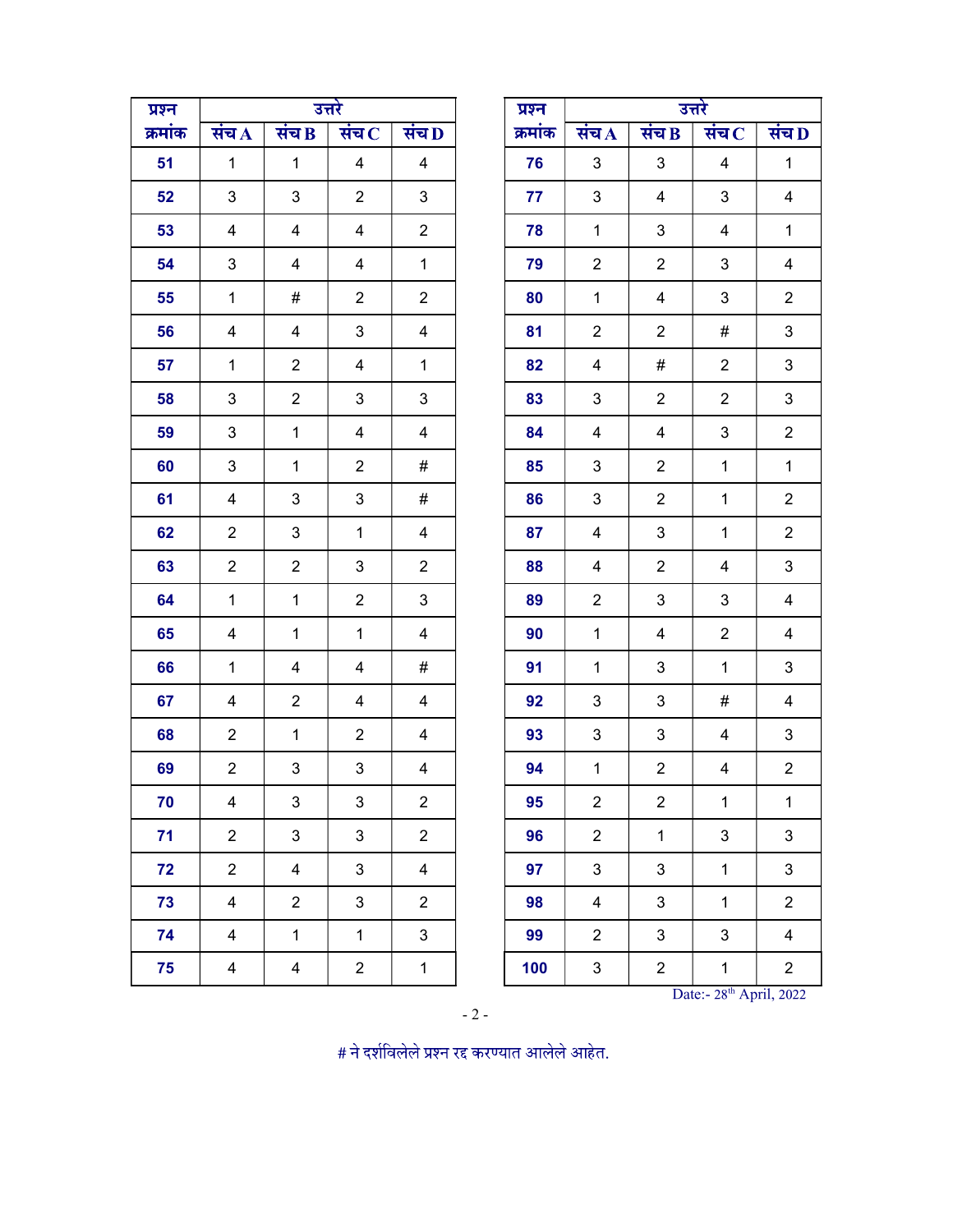| प्रश्न क्रमांक | उत्तरे | | | |
|---|---|---|---|---|
| | संच A | संच B | संच C | संच D |
| 51 | 1 | 1 | 4 | 4 |
| 52 | 3 | 3 | 2 | 3 |
| 53 | 4 | 4 | 4 | 2 |
| 54 | 3 | 4 | 4 | 1 |
| 55 | 1 | # | 2 | 2 |
| 56 | 4 | 4 | 3 | 4 |
| 57 | 1 | 2 | 4 | 1 |
| 58 | 3 | 2 | 3 | 3 |
| 59 | 3 | 1 | 4 | 4 |
| 60 | 3 | 1 | 2 | # |
| 61 | 4 | 3 | 3 | # |
| 62 | 2 | 3 | 1 | 4 |
| 63 | 2 | 2 | 3 | 2 |
| 64 | 1 | 1 | 2 | 3 |
| 65 | 4 | 1 | 1 | 4 |
| 66 | 1 | 4 | 4 | # |
| 67 | 4 | 2 | 4 | 4 |
| 68 | 2 | 1 | 2 | 4 |
| 69 | 2 | 3 | 3 | 4 |
| 70 | 4 | 3 | 3 | 2 |
| 71 | 2 | 3 | 3 | 2 |
| 72 | 2 | 4 | 3 | 4 |
| 73 | 4 | 2 | 3 | 2 |
| 74 | 4 | 1 | 1 | 3 |
| 75 | 4 | 4 | 2 | 1 |

| प्रश्न क्रमांक | उत्तरे | | | |
|---|---|---|---|---|
| | संच A | संच B | संच C | संच D |
| 76 | 3 | 3 | 4 | 1 |
| 77 | 3 | 4 | 3 | 4 |
| 78 | 1 | 3 | 4 | 1 |
| 79 | 2 | 2 | 3 | 4 |
| 80 | 1 | 4 | 3 | 2 |
| 81 | 2 | 2 | # | 3 |
| 82 | 4 | # | 2 | 3 |
| 83 | 3 | 2 | 2 | 3 |
| 84 | 4 | 4 | 3 | 2 |
| 85 | 3 | 2 | 1 | 1 |
| 86 | 3 | 2 | 1 | 2 |
| 87 | 4 | 3 | 1 | 2 |
| 88 | 4 | 2 | 4 | 3 |
| 89 | 2 | 3 | 3 | 4 |
| 90 | 1 | 4 | 2 | 4 |
| 91 | 1 | 3 | 1 | 3 |
| 92 | 3 | 3 | # | 4 |
| 93 | 3 | 3 | 4 | 3 |
| 94 | 1 | 2 | 4 | 2 |
| 95 | 2 | 2 | 1 | 1 |
| 96 | 2 | 1 | 3 | 3 |
| 97 | 3 | 3 | 1 | 3 |
| 98 | 4 | 3 | 1 | 2 |
| 99 | 2 | 3 | 3 | 4 |
| 100 | 3 | 2 | 1 | 2 |

Date:- 28th April, 2022

# ने दर्शविलेले प्रश्न रद्द करण्यात आलेले आहेत.